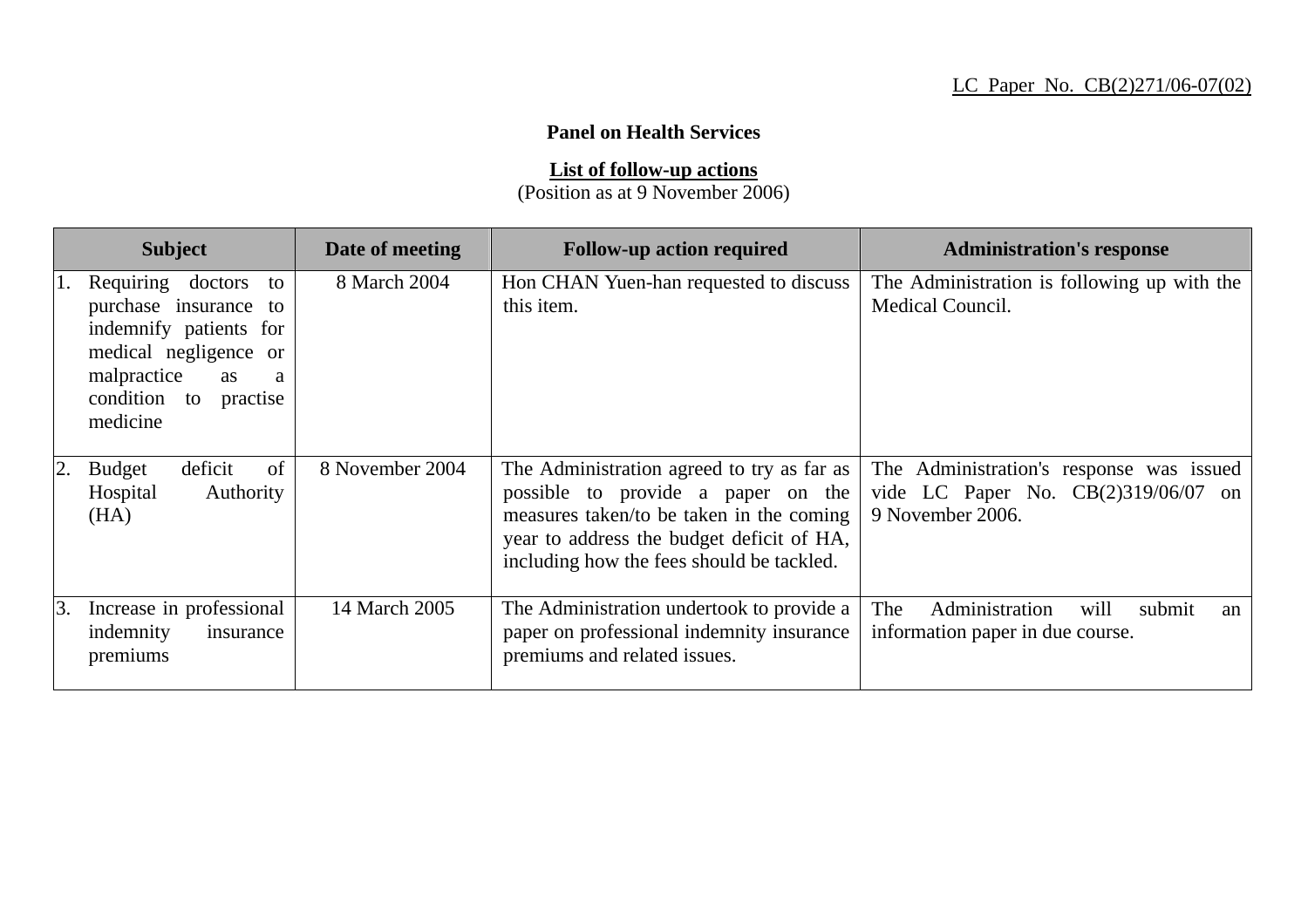LC Paper No. CB(2)271/06-07(02)

**Panel on Health Services**

**List of follow-up actions**
(Position as at 9 November 2006)

| Subject | Date of meeting | Follow-up action required | Administration's response |
|---|---|---|---|
| 1. Requiring doctors to purchase insurance to indemnify patients for medical negligence or malpractice as a condition to practise medicine | 8 March 2004 | Hon CHAN Yuen-han requested to discuss this item. | The Administration is following up with the Medical Council. |
| 2. Budget deficit of Hospital Authority (HA) | 8 November 2004 | The Administration agreed to try as far as possible to provide a paper on the measures taken/to be taken in the coming year to address the budget deficit of HA, including how the fees should be tackled. | The Administration's response was issued vide LC Paper No. CB(2)319/06/07 on 9 November 2006. |
| 3. Increase in professional indemnity insurance premiums | 14 March 2005 | The Administration undertook to provide a paper on professional indemnity insurance premiums and related issues. | The Administration will submit an information paper in due course. |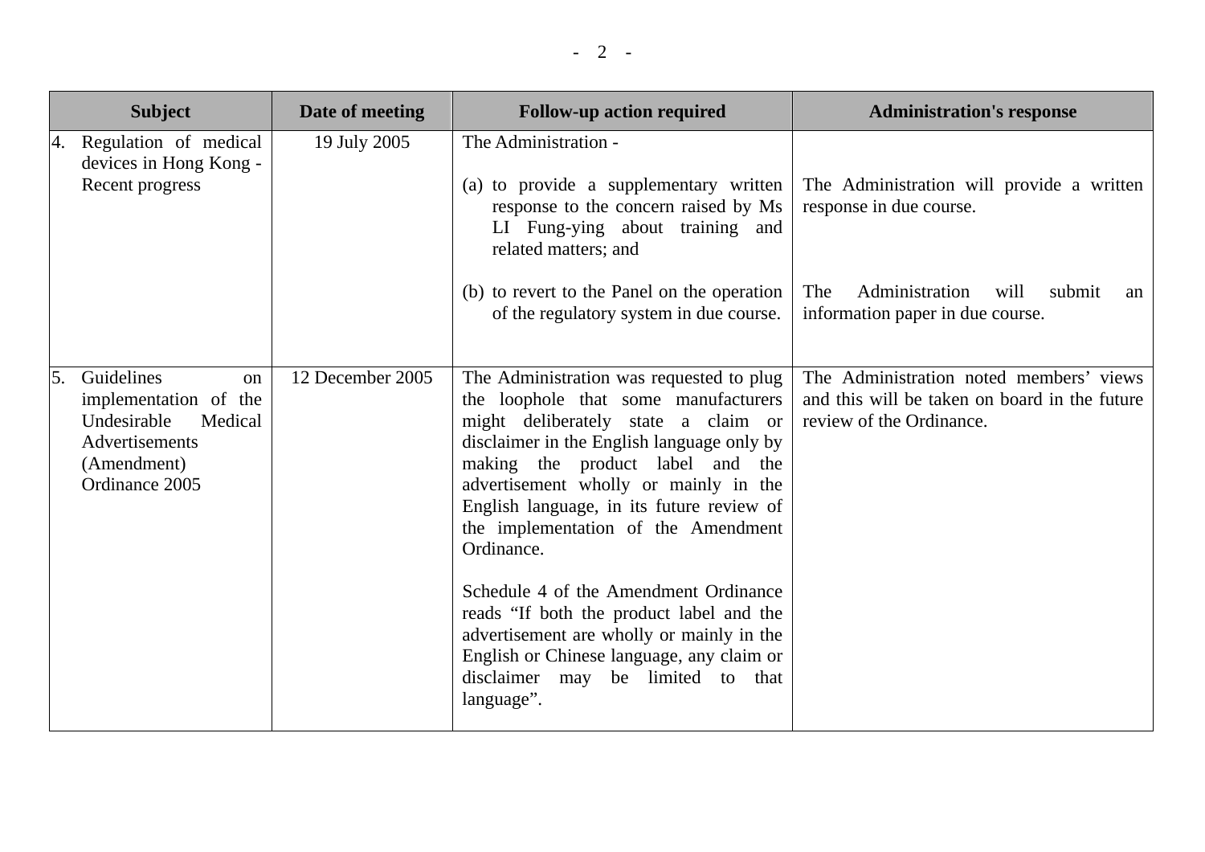| Subject | Date of meeting | Follow-up action required | Administration's response |
| --- | --- | --- | --- |
| 4. Regulation of medical devices in Hong Kong - Recent progress | 19 July 2005 | The Administration -<br><br>(a) to provide a supplementary written response to the concern raised by Ms LI Fung-ying about training and related matters; and<br><br>(b) to revert to the Panel on the operation of the regulatory system in due course. | <br><br>The Administration will provide a written response in due course.<br><br>The Administration will submit an information paper in due course. |
| 5. Guidelines on implementation of the Undesirable Medical Advertisements (Amendment) Ordinance 2005 | 12 December 2005 | The Administration was requested to plug the loophole that some manufacturers might deliberately state a claim or disclaimer in the English language only by making the product label and the advertisement wholly or mainly in the English language, in its future review of the implementation of the Amendment Ordinance.<br><br>Schedule 4 of the Amendment Ordinance reads "If both the product label and the advertisement are wholly or mainly in the English or Chinese language, any claim or disclaimer may be limited to that language". | The Administration noted members' views and this will be taken on board in the future review of the Ordinance. |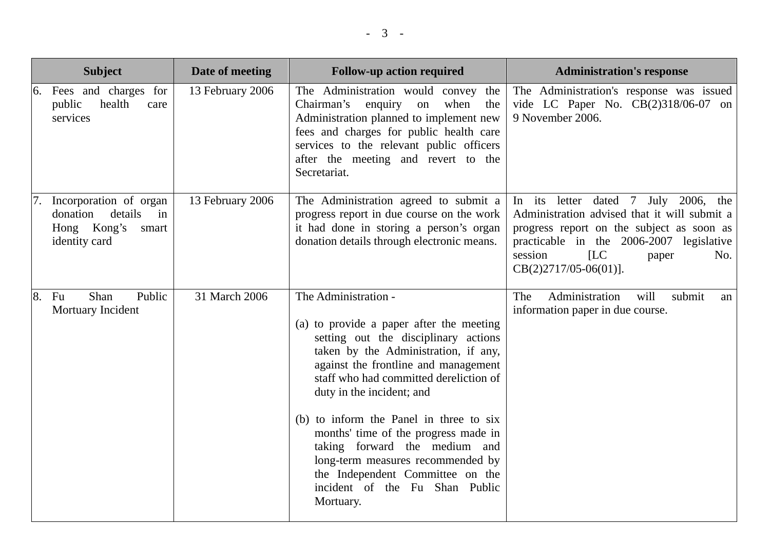| Subject | Date of meeting | Follow-up action required | Administration's response |
|---|---|---|---|
| 6. Fees and charges for public health care services | 13 February 2006 | The Administration would convey the Chairman's enquiry on when the Administration planned to implement new fees and charges for public health care services to the relevant public officers after the meeting and revert to the Secretariat. | The Administration's response was issued vide LC Paper No. CB(2)318/06-07 on 9 November 2006. |
| 7. Incorporation of organ donation details in Hong Kong's smart identity card | 13 February 2006 | The Administration agreed to submit a progress report in due course on the work it had done in storing a person's organ donation details through electronic means. | In its letter dated 7 July 2006, the Administration advised that it will submit a progress report on the subject as soon as practicable in the 2006-2007 legislative session [LC paper No. CB(2)2717/05-06(01)]. |
| 8. Fu Shan Public Mortuary Incident | 31 March 2006 | The Administration -<br><br>(a) to provide a paper after the meeting setting out the disciplinary actions taken by the Administration, if any, against the frontline and management staff who had committed dereliction of duty in the incident; and<br><br>(b) to inform the Panel in three to six months' time of the progress made in taking forward the medium and long-term measures recommended by the Independent Committee on the incident of the Fu Shan Public Mortuary. | The Administration will submit an information paper in due course. |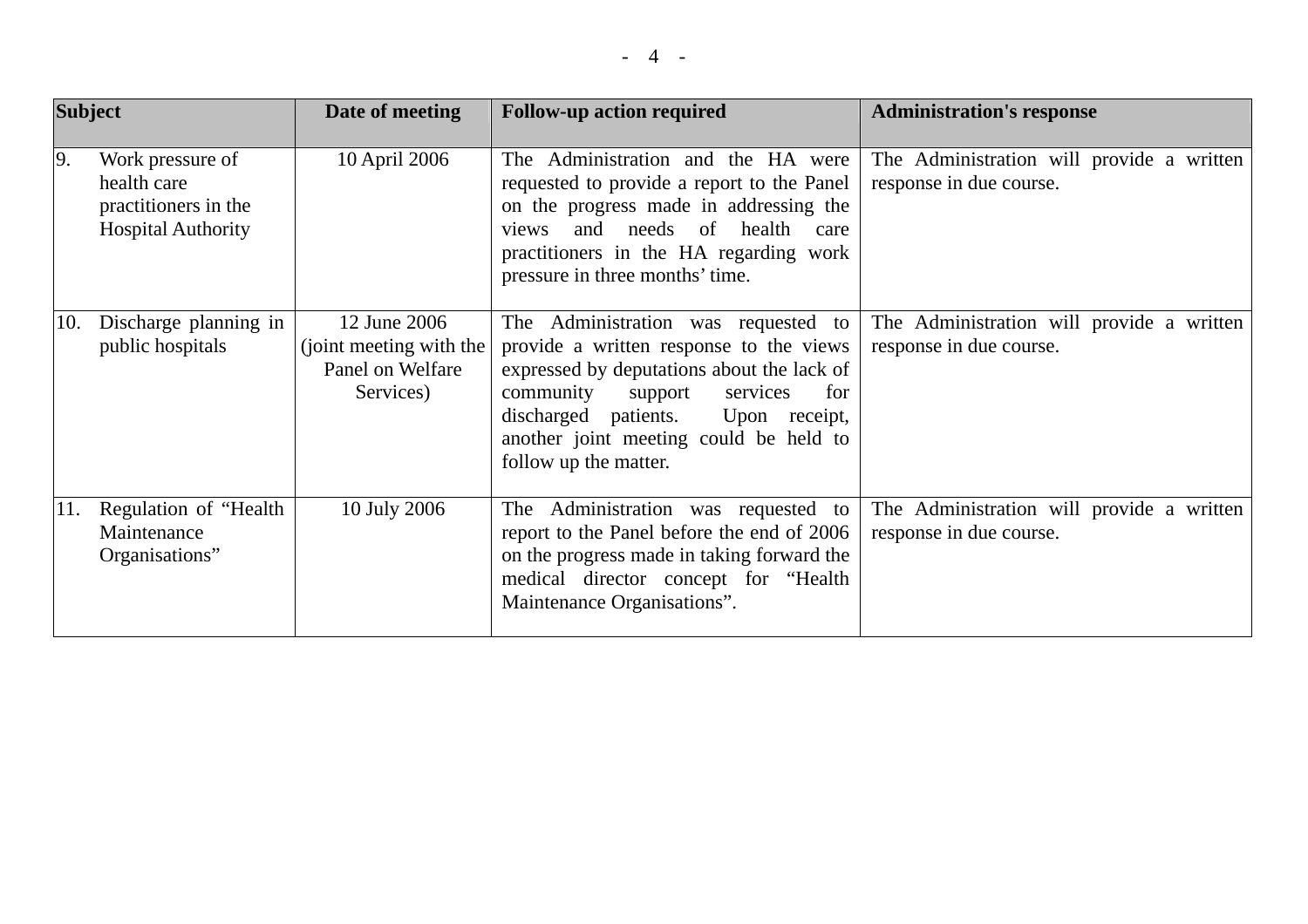| Subject | Date of meeting | Follow-up action required | Administration's response |
|---|---|---|---|
| 9. Work pressure of health care practitioners in the Hospital Authority | 10 April 2006 | The Administration and the HA were requested to provide a report to the Panel on the progress made in addressing the views and needs of health care practitioners in the HA regarding work pressure in three months' time. | The Administration will provide a written response in due course. |
| 10. Discharge planning in public hospitals | 12 June 2006 (joint meeting with the Panel on Welfare Services) | The Administration was requested to provide a written response to the views expressed by deputations about the lack of community support services for discharged patients. Upon receipt, another joint meeting could be held to follow up the matter. | The Administration will provide a written response in due course. |
| 11. Regulation of "Health Maintenance Organisations" | 10 July 2006 | The Administration was requested to report to the Panel before the end of 2006 on the progress made in taking forward the medical director concept for "Health Maintenance Organisations". | The Administration will provide a written response in due course. |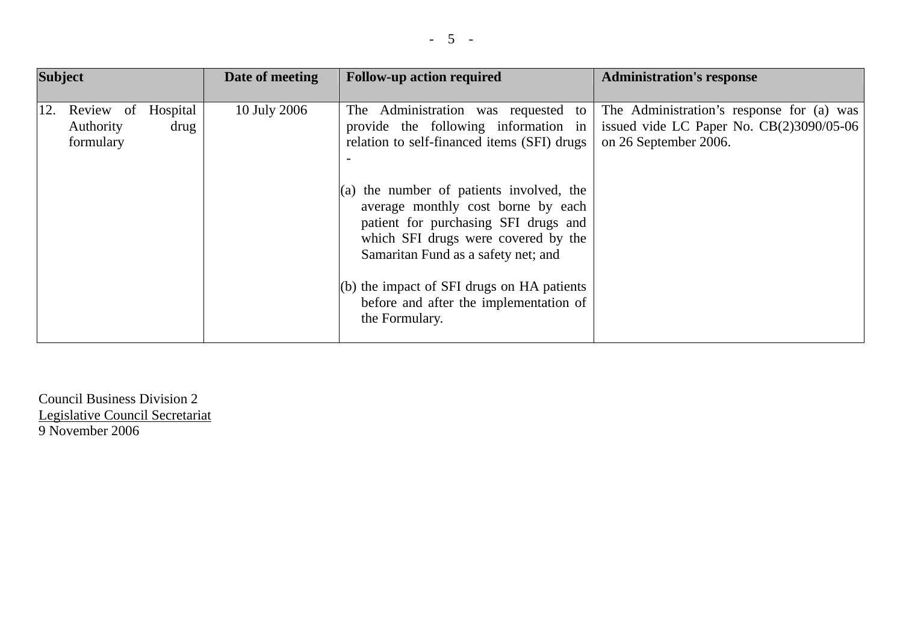| Subject | Date of meeting | Follow-up action required | Administration's response |
|---|---|---|---|
| 12. Review of Hospital Authority drug formulary | 10 July 2006 | The Administration was requested to provide the following information in relation to self-financed items (SFI) drugs -<br><br>(a) the number of patients involved, the average monthly cost borne by each patient for purchasing SFI drugs and which SFI drugs were covered by the Samaritan Fund as a safety net; and<br><br>(b) the impact of SFI drugs on HA patients before and after the implementation of the Formulary. | The Administration's response for (a) was issued vide LC Paper No. CB(2)3090/05-06 on 26 September 2006. |

Council Business Division 2
Legislative Council Secretariat
9 November 2006